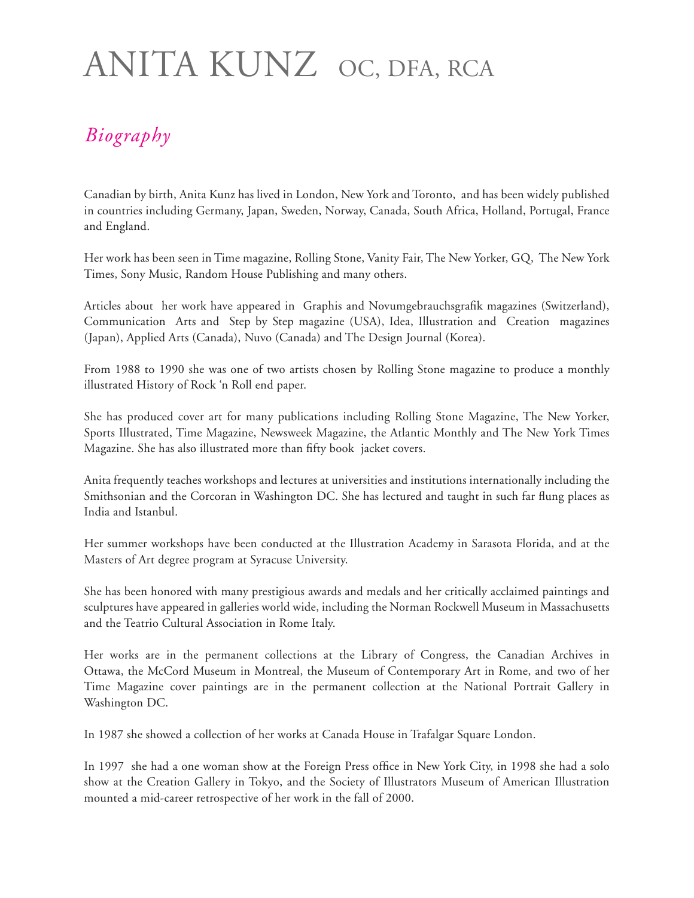# ANITA KUNZ OC, DFA, RCA

## *Biography*

Canadian by birth, Anita Kunz has lived in London, New York and Toronto, and has been widely published in countries including Germany, Japan, Sweden, Norway, Canada, South Africa, Holland, Portugal, France and England.

Her work has been seen in Time magazine, Rolling Stone, Vanity Fair, The New Yorker, GQ, The New York Times, Sony Music, Random House Publishing and many others.

Articles about her work have appeared in Graphis and Novumgebrauchsgrafik magazines (Switzerland), Communication Arts and Step by Step magazine (USA), Idea, Illustration and Creation magazines (Japan), Applied Arts (Canada), Nuvo (Canada) and The Design Journal (Korea).

From 1988 to 1990 she was one of two artists chosen by Rolling Stone magazine to produce a monthly illustrated History of Rock 'n Roll end paper.

She has produced cover art for many publications including Rolling Stone Magazine, The New Yorker, Sports Illustrated, Time Magazine, Newsweek Magazine, the Atlantic Monthly and The New York Times Magazine. She has also illustrated more than fifty book jacket covers.

Anita frequently teaches workshops and lectures at universities and institutions internationally including the Smithsonian and the Corcoran in Washington DC. She has lectured and taught in such far flung places as India and Istanbul.

Her summer workshops have been conducted at the Illustration Academy in Sarasota Florida, and at the Masters of Art degree program at Syracuse University.

She has been honored with many prestigious awards and medals and her critically acclaimed paintings and sculptures have appeared in galleries world wide, including the Norman Rockwell Museum in Massachusetts and the Teatrio Cultural Association in Rome Italy.

Her works are in the permanent collections at the Library of Congress, the Canadian Archives in Ottawa, the McCord Museum in Montreal, the Museum of Contemporary Art in Rome, and two of her Time Magazine cover paintings are in the permanent collection at the National Portrait Gallery in Washington DC.

In 1987 she showed a collection of her works at Canada House in Trafalgar Square London.

In 1997 she had a one woman show at the Foreign Press office in New York City, in 1998 she had a solo show at the Creation Gallery in Tokyo, and the Society of Illustrators Museum of American Illustration mounted a mid-career retrospective of her work in the fall of 2000.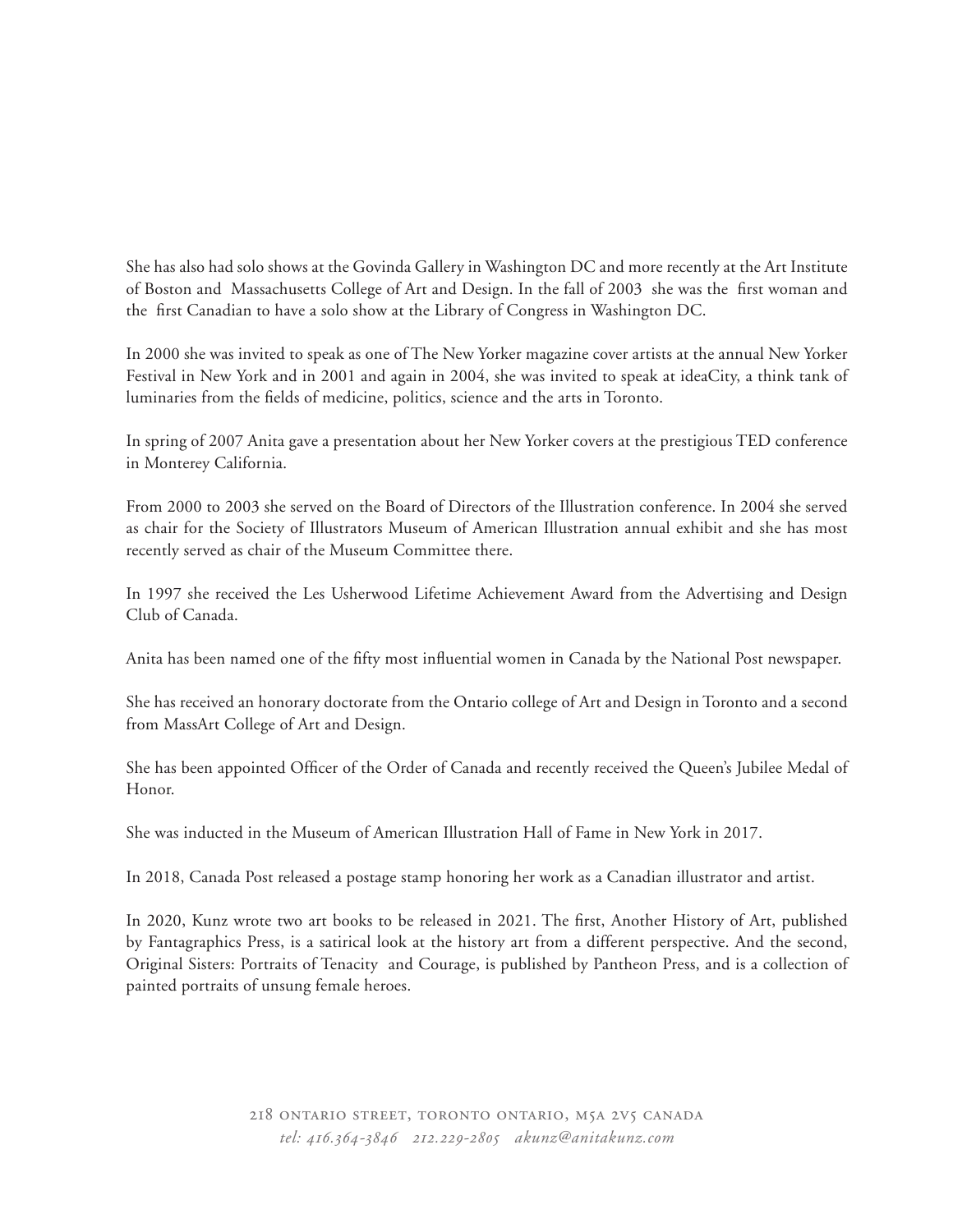She has also had solo shows at the Govinda Gallery in Washington DC and more recently at the Art Institute of Boston and Massachusetts College of Art and Design. In the fall of 2003 she was the first woman and the first Canadian to have a solo show at the Library of Congress in Washington DC.

In 2000 she was invited to speak as one of The New Yorker magazine cover artists at the annual New Yorker Festival in New York and in 2001 and again in 2004, she was invited to speak at ideaCity, a think tank of luminaries from the fields of medicine, politics, science and the arts in Toronto.

In spring of 2007 Anita gave a presentation about her New Yorker covers at the prestigious TED conference in Monterey California.

From 2000 to 2003 she served on the Board of Directors of the Illustration conference. In 2004 she served as chair for the Society of Illustrators Museum of American Illustration annual exhibit and she has most recently served as chair of the Museum Committee there.

In 1997 she received the Les Usherwood Lifetime Achievement Award from the Advertising and Design Club of Canada.

Anita has been named one of the fifty most influential women in Canada by the National Post newspaper.

She has received an honorary doctorate from the Ontario college of Art and Design in Toronto and a second from MassArt College of Art and Design.

She has been appointed Officer of the Order of Canada and recently received the Queen's Jubilee Medal of Honor.

She was inducted in the Museum of American Illustration Hall of Fame in New York in 2017.

In 2018, Canada Post released a postage stamp honoring her work as a Canadian illustrator and artist.

In 2020, Kunz wrote two art books to be released in 2021. The first, Another History of Art, published by Fantagraphics Press, is a satirical look at the history art from a different perspective. And the second, Original Sisters: Portraits of Tenacity and Courage, is published by Pantheon Press, and is a collection of painted portraits of unsung female heroes.

218 ONTARIO STREET, TORONTO ONTARIO, M5A 2V5 CANADA
*tel: 416.364-3846 212.229-2805 akunz@anitakunz.com*